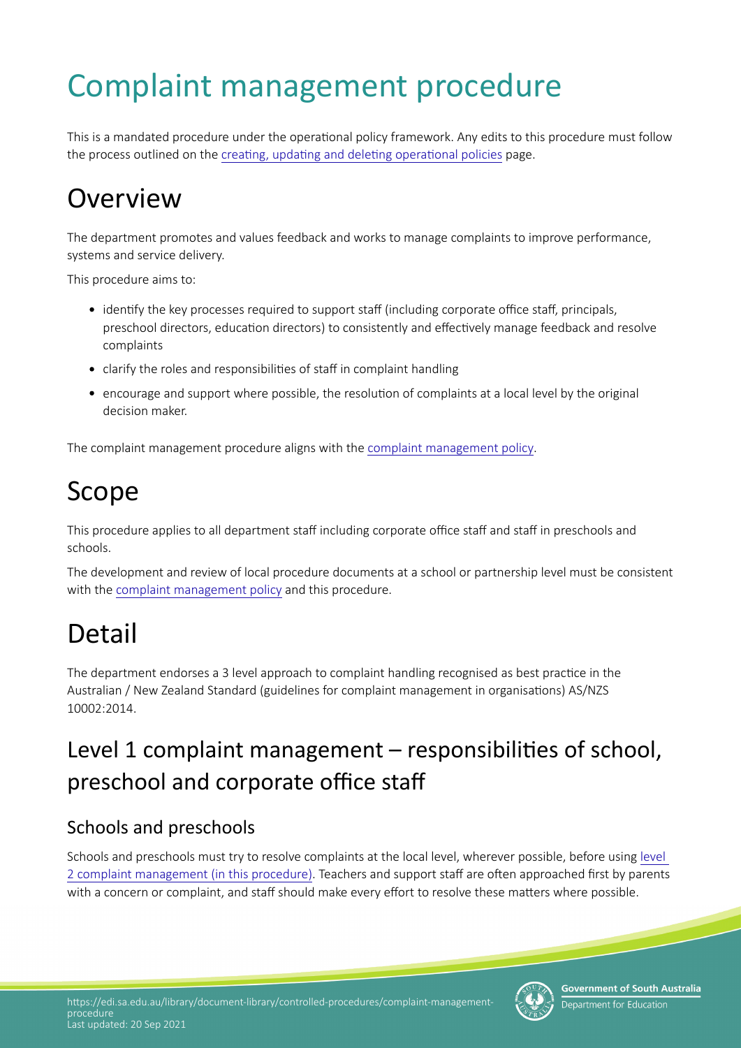# Complaint management procedure

This is a mandated procedure under the operational policy framework. Any edits to this procedure must follow the process outlined on the creating, updating and deleting operational policies page.

## Overview

The department promotes and values feedback and works to manage complaints to improve performance, systems and service delivery.

This procedure aims to:

- identify the key processes required to support staff (including corporate office staff, principals, preschool directors, education directors) to consistently and effectively manage feedback and resolve complaints
- clarify the roles and responsibilities of staff in complaint handling
- encourage and support where possible, the resolution of complaints at a local level by the original decision maker.

The complaint management procedure aligns with the complaint management policy.

## Scope

This procedure applies to all department staff including corporate office staff and staff in preschools and schools.

The development and review of local procedure documents at a school or partnership level must be consistent with the complaint management policy and this procedure.

## Detail

The department endorses a 3 level approach to complaint handling recognised as best practice in the Australian / New Zealand Standard (guidelines for complaint management in organisations) AS/NZS 10002:2014.

### Level 1 complaint management – responsibilities of school, preschool and corporate office staff

#### Schools and preschools

Schools and preschools must try to resolve complaints at the local level, wherever possible, before using level 2 complaint management (in this procedure). Teachers and support staff are often approached first by parents with a concern or complaint, and staff should make every effort to resolve these matters where possible.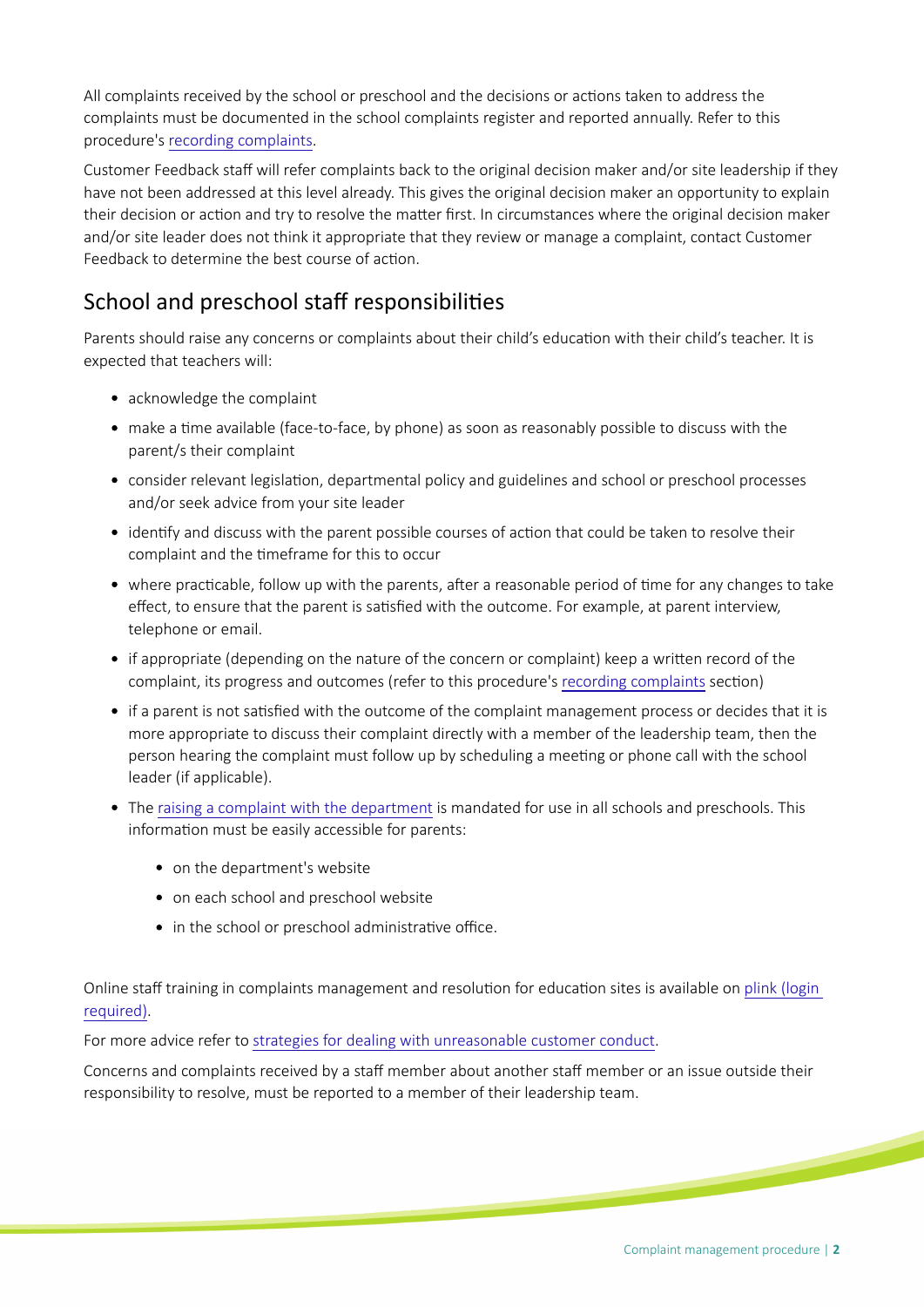All complaints received by the school or preschool and the decisions or actions taken to address the complaints must be documented in the school complaints register and reported annually. Refer to this procedure's recording complaints.

Customer Feedback staff will refer complaints back to the original decision maker and/or site leadership if they have not been addressed at this level already. This gives the original decision maker an opportunity to explain their decision or action and try to resolve the matter first. In circumstances where the original decision maker and/or site leader does not think it appropriate that they review or manage a complaint, contact Customer Feedback to determine the best course of action.

## School and preschool staff responsibilities

Parents should raise any concerns or complaints about their child's education with their child's teacher. It is expected that teachers will:

- acknowledge the complaint
- make a time available (face-to-face, by phone) as soon as reasonably possible to discuss with the parent/s their complaint
- consider relevant legislation, departmental policy and guidelines and school or preschool processes and/or seek advice from your site leader
- identify and discuss with the parent possible courses of action that could be taken to resolve their complaint and the timeframe for this to occur
- where practicable, follow up with the parents, after a reasonable period of time for any changes to take effect, to ensure that the parent is satisfied with the outcome. For example, at parent interview, telephone or email.
- if appropriate (depending on the nature of the concern or complaint) keep a written record of the complaint, its progress and outcomes (refer to this procedure's recording complaints section)
- if a parent is not satisfied with the outcome of the complaint management process or decides that it is more appropriate to discuss their complaint directly with a member of the leadership team, then the person hearing the complaint must follow up by scheduling a meeting or phone call with the school leader (if applicable).
- The raising a complaint with the department is mandated for use in all schools and preschools. This information must be easily accessible for parents:
    - on the department's website
    - on each school and preschool website
    - in the school or preschool administrative office.

Online staff training in complaints management and resolution for education sites is available on plink (login required).

For more advice refer to strategies for dealing with unreasonable customer conduct.

Concerns and complaints received by a staff member about another staff member or an issue outside their responsibility to resolve, must be reported to a member of their leadership team.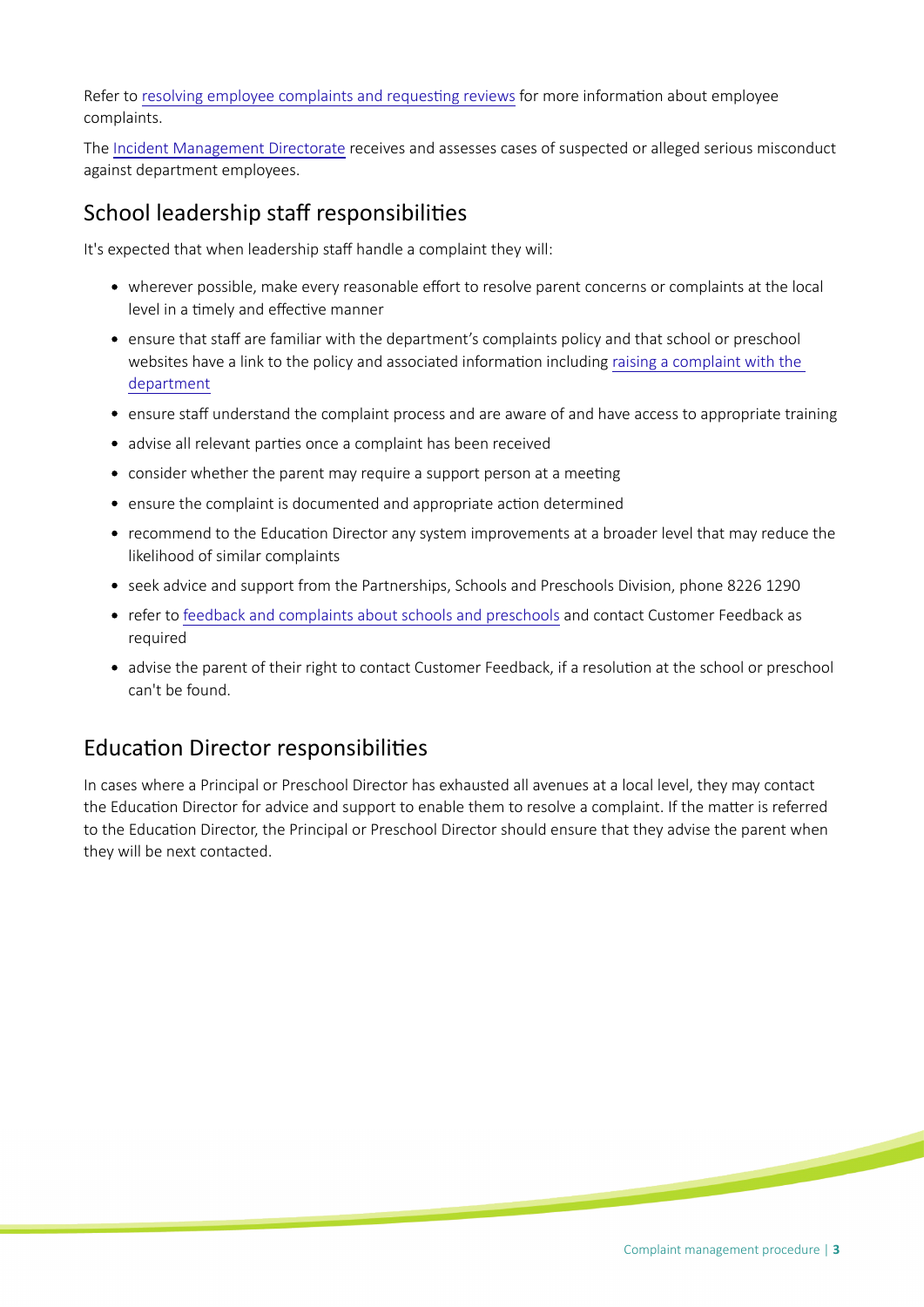Refer to resolving employee complaints and requesting reviews for more information about employee complaints.

The Incident Management Directorate receives and assesses cases of suspected or alleged serious misconduct against department employees.

## School leadership staff responsibilities

It's expected that when leadership staff handle a complaint they will:

- wherever possible, make every reasonable effort to resolve parent concerns or complaints at the local level in a timely and effective manner
- ensure that staff are familiar with the department's complaints policy and that school or preschool websites have a link to the policy and associated information including raising a complaint with the department
- ensure staff understand the complaint process and are aware of and have access to appropriate training
- advise all relevant parties once a complaint has been received
- consider whether the parent may require a support person at a meeting
- ensure the complaint is documented and appropriate action determined
- recommend to the Education Director any system improvements at a broader level that may reduce the likelihood of similar complaints
- seek advice and support from the Partnerships, Schools and Preschools Division, phone 8226 1290
- refer to feedback and complaints about schools and preschools and contact Customer Feedback as required
- advise the parent of their right to contact Customer Feedback, if a resolution at the school or preschool can't be found.

## Education Director responsibilities

In cases where a Principal or Preschool Director has exhausted all avenues at a local level, they may contact the Education Director for advice and support to enable them to resolve a complaint. If the matter is referred to the Education Director, the Principal or Preschool Director should ensure that they advise the parent when they will be next contacted.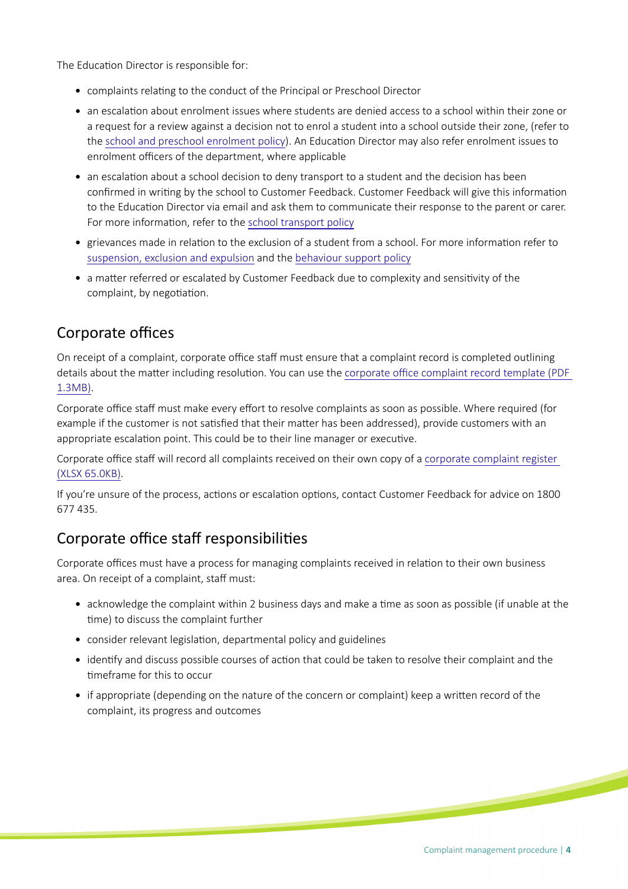The Education Director is responsible for:

- complaints relating to the conduct of the Principal or Preschool Director
- an escalation about enrolment issues where students are denied access to a school within their zone or a request for a review against a decision not to enrol a student into a school outside their zone, (refer to the school and preschool enrolment policy). An Education Director may also refer enrolment issues to enrolment officers of the department, where applicable
- an escalation about a school decision to deny transport to a student and the decision has been confirmed in writing by the school to Customer Feedback. Customer Feedback will give this information to the Education Director via email and ask them to communicate their response to the parent or carer. For more information, refer to the school transport policy
- grievances made in relation to the exclusion of a student from a school. For more information refer to suspension, exclusion and expulsion and the behaviour support policy
- a matter referred or escalated by Customer Feedback due to complexity and sensitivity of the complaint, by negotiation.

## Corporate offices

On receipt of a complaint, corporate office staff must ensure that a complaint record is completed outlining details about the matter including resolution. You can use the corporate office complaint record template (PDF 1.3MB).

Corporate office staff must make every effort to resolve complaints as soon as possible. Where required (for example if the customer is not satisfied that their matter has been addressed), provide customers with an appropriate escalation point. This could be to their line manager or executive.

Corporate office staff will record all complaints received on their own copy of a corporate complaint register (XLSX 65.0KB).

If you're unsure of the process, actions or escalation options, contact Customer Feedback for advice on 1800 677 435.

## Corporate office staff responsibilities

Corporate offices must have a process for managing complaints received in relation to their own business area. On receipt of a complaint, staff must:

- acknowledge the complaint within 2 business days and make a time as soon as possible (if unable at the time) to discuss the complaint further
- consider relevant legislation, departmental policy and guidelines
- identify and discuss possible courses of action that could be taken to resolve their complaint and the timeframe for this to occur
- if appropriate (depending on the nature of the concern or complaint) keep a written record of the complaint, its progress and outcomes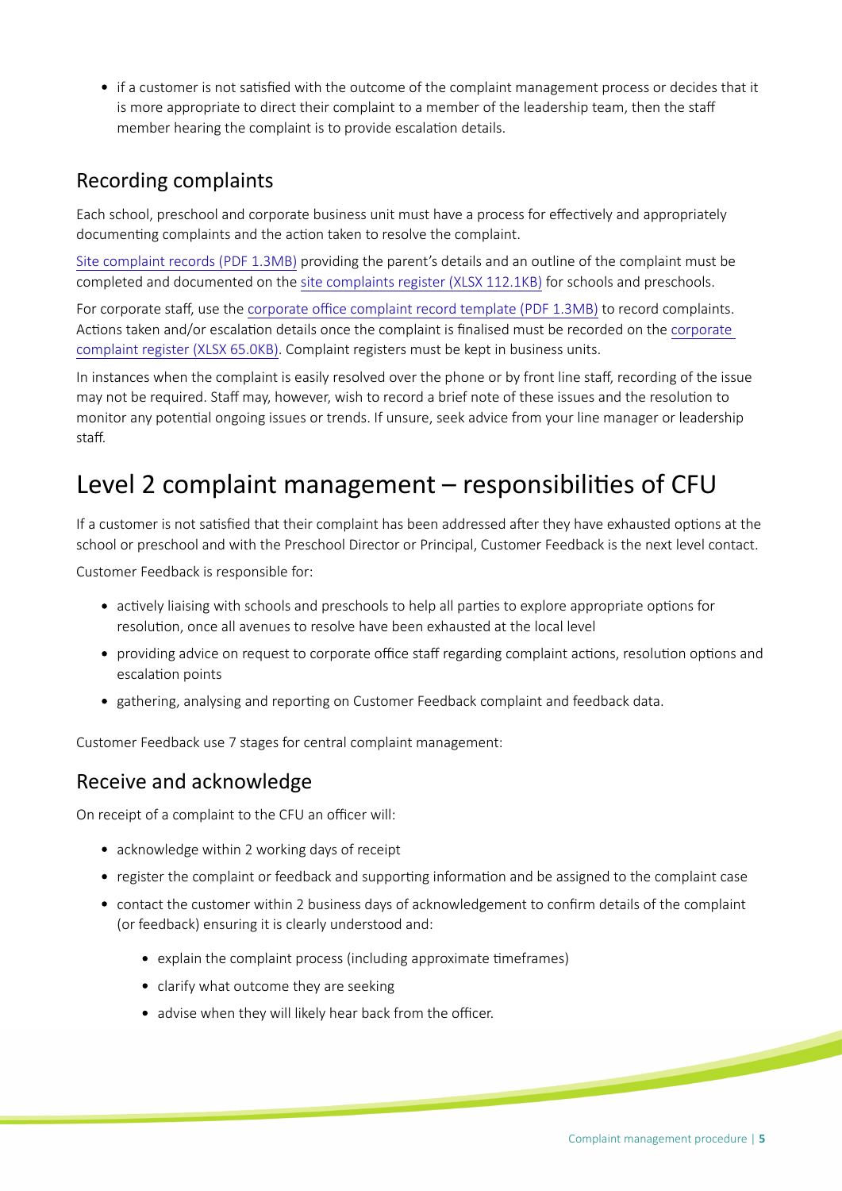- if a customer is not satisfied with the outcome of the complaint management process or decides that it is more appropriate to direct their complaint to a member of the leadership team, then the staff member hearing the complaint is to provide escalation details.

## Recording complaints

Each school, preschool and corporate business unit must have a process for effectively and appropriately documenting complaints and the action taken to resolve the complaint.

Site complaint records (PDF 1.3MB) providing the parent's details and an outline of the complaint must be completed and documented on the site complaints register (XLSX 112.1KB) for schools and preschools.

For corporate staff, use the corporate office complaint record template (PDF 1.3MB) to record complaints. Actions taken and/or escalation details once the complaint is finalised must be recorded on the corporate complaint register (XLSX 65.0KB). Complaint registers must be kept in business units.

In instances when the complaint is easily resolved over the phone or by front line staff, recording of the issue may not be required. Staff may, however, wish to record a brief note of these issues and the resolution to monitor any potential ongoing issues or trends. If unsure, seek advice from your line manager or leadership staff.

# Level 2 complaint management – responsibilities of CFU

If a customer is not satisfied that their complaint has been addressed after they have exhausted options at the school or preschool and with the Preschool Director or Principal, Customer Feedback is the next level contact.

Customer Feedback is responsible for:

- actively liaising with schools and preschools to help all parties to explore appropriate options for resolution, once all avenues to resolve have been exhausted at the local level
- providing advice on request to corporate office staff regarding complaint actions, resolution options and escalation points
- gathering, analysing and reporting on Customer Feedback complaint and feedback data.

Customer Feedback use 7 stages for central complaint management:

## Receive and acknowledge

On receipt of a complaint to the CFU an officer will:

- acknowledge within 2 working days of receipt
- register the complaint or feedback and supporting information and be assigned to the complaint case
- contact the customer within 2 business days of acknowledgement to confirm details of the complaint (or feedback) ensuring it is clearly understood and:
    - explain the complaint process (including approximate timeframes)
    - clarify what outcome they are seeking
    - advise when they will likely hear back from the officer.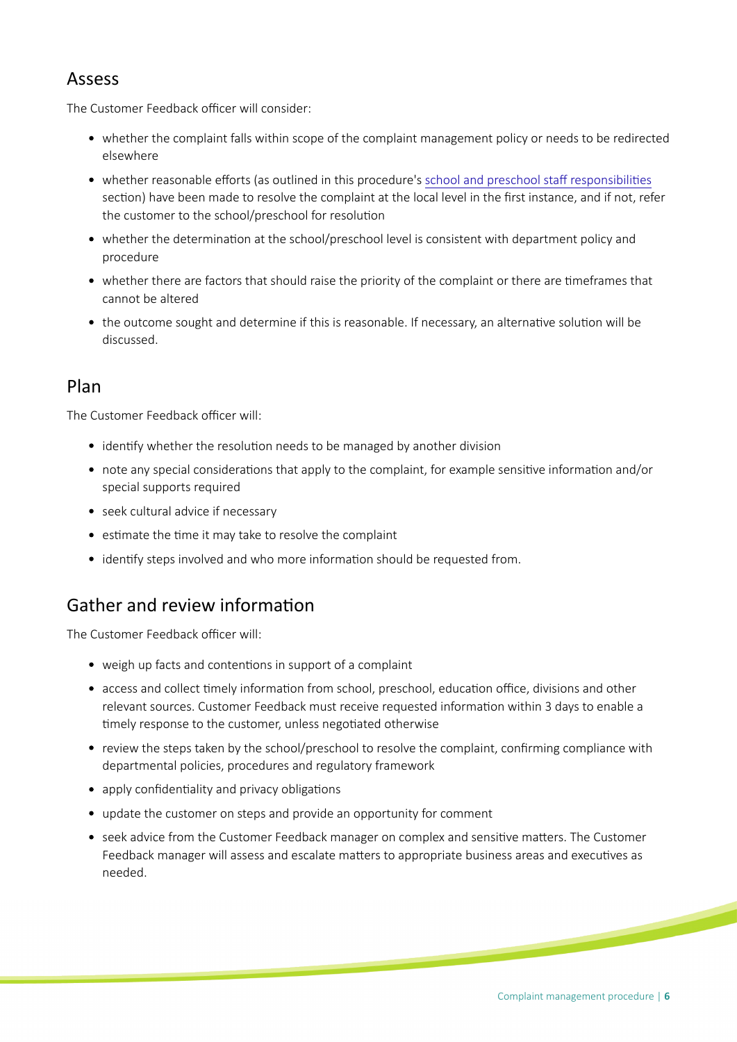## Assess

The Customer Feedback officer will consider:

- whether the complaint falls within scope of the complaint management policy or needs to be redirected elsewhere
- whether reasonable efforts (as outlined in this procedure's school and preschool staff responsibilities section) have been made to resolve the complaint at the local level in the first instance, and if not, refer the customer to the school/preschool for resolution
- whether the determination at the school/preschool level is consistent with department policy and procedure
- whether there are factors that should raise the priority of the complaint or there are timeframes that cannot be altered
- the outcome sought and determine if this is reasonable. If necessary, an alternative solution will be discussed.

## Plan

The Customer Feedback officer will:

- identify whether the resolution needs to be managed by another division
- note any special considerations that apply to the complaint, for example sensitive information and/or special supports required
- seek cultural advice if necessary
- estimate the time it may take to resolve the complaint
- identify steps involved and who more information should be requested from.

## Gather and review information

The Customer Feedback officer will:

- weigh up facts and contentions in support of a complaint
- access and collect timely information from school, preschool, education office, divisions and other relevant sources. Customer Feedback must receive requested information within 3 days to enable a timely response to the customer, unless negotiated otherwise
- review the steps taken by the school/preschool to resolve the complaint, confirming compliance with departmental policies, procedures and regulatory framework
- apply confidentiality and privacy obligations
- update the customer on steps and provide an opportunity for comment
- seek advice from the Customer Feedback manager on complex and sensitive matters. The Customer Feedback manager will assess and escalate matters to appropriate business areas and executives as needed.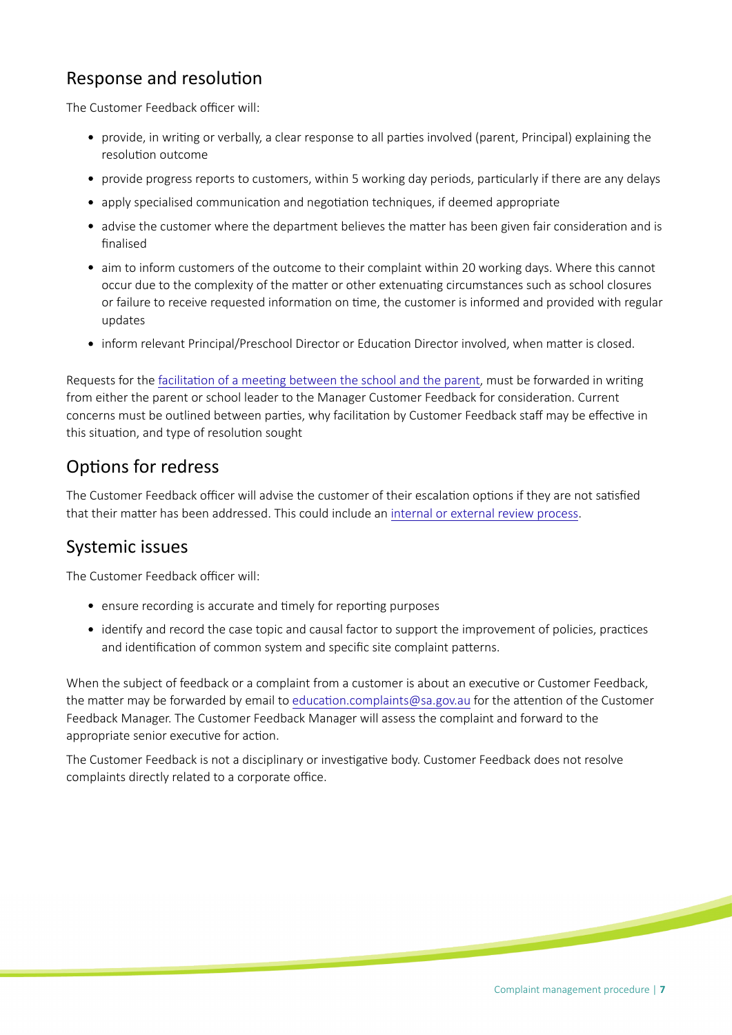## Response and resolution

The Customer Feedback officer will:

- provide, in writing or verbally, a clear response to all parties involved (parent, Principal) explaining the resolution outcome
- provide progress reports to customers, within 5 working day periods, particularly if there are any delays
- apply specialised communication and negotiation techniques, if deemed appropriate
- advise the customer where the department believes the matter has been given fair consideration and is finalised
- aim to inform customers of the outcome to their complaint within 20 working days. Where this cannot occur due to the complexity of the matter or other extenuating circumstances such as school closures or failure to receive requested information on time, the customer is informed and provided with regular updates
- inform relevant Principal/Preschool Director or Education Director involved, when matter is closed.

Requests for the facilitation of a meeting between the school and the parent, must be forwarded in writing from either the parent or school leader to the Manager Customer Feedback for consideration. Current concerns must be outlined between parties, why facilitation by Customer Feedback staff may be effective in this situation, and type of resolution sought

## Options for redress

The Customer Feedback officer will advise the customer of their escalation options if they are not satisfied that their matter has been addressed. This could include an internal or external review process.

## Systemic issues

The Customer Feedback officer will:

- ensure recording is accurate and timely for reporting purposes
- identify and record the case topic and causal factor to support the improvement of policies, practices and identification of common system and specific site complaint patterns.

When the subject of feedback or a complaint from a customer is about an executive or Customer Feedback, the matter may be forwarded by email to education.complaints@sa.gov.au for the attention of the Customer Feedback Manager. The Customer Feedback Manager will assess the complaint and forward to the appropriate senior executive for action.

The Customer Feedback is not a disciplinary or investigative body. Customer Feedback does not resolve complaints directly related to a corporate office.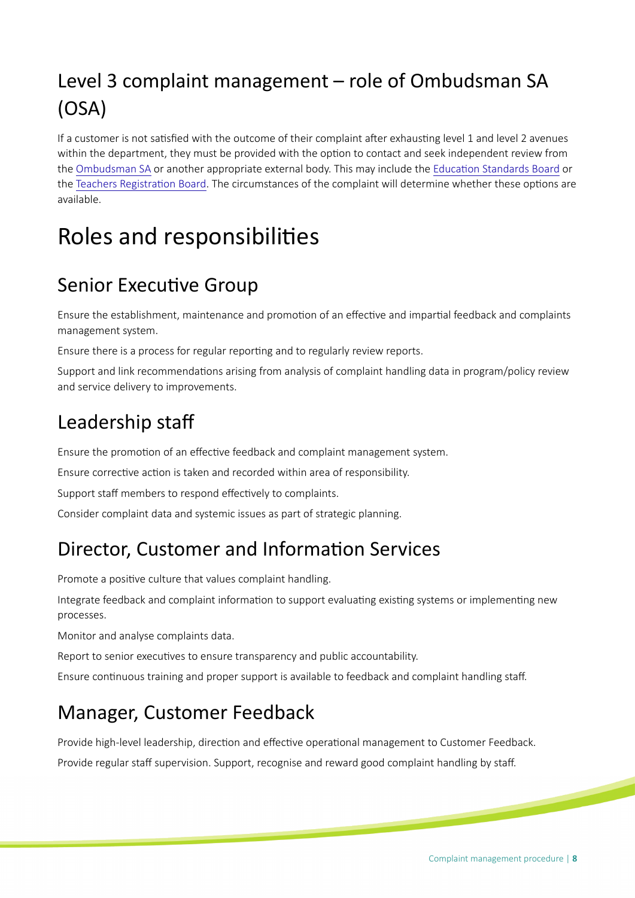## Level 3 complaint management – role of Ombudsman SA (OSA)

If a customer is not satisfied with the outcome of their complaint after exhausting level 1 and level 2 avenues within the department, they must be provided with the option to contact and seek independent review from the Ombudsman SA or another appropriate external body. This may include the Education Standards Board or the Teachers Registration Board. The circumstances of the complaint will determine whether these options are available.

# Roles and responsibilities

## Senior Executive Group

Ensure the establishment, maintenance and promotion of an effective and impartial feedback and complaints management system.

Ensure there is a process for regular reporting and to regularly review reports.

Support and link recommendations arising from analysis of complaint handling data in program/policy review and service delivery to improvements.

## Leadership staff

Ensure the promotion of an effective feedback and complaint management system.

Ensure corrective action is taken and recorded within area of responsibility.

Support staff members to respond effectively to complaints.

Consider complaint data and systemic issues as part of strategic planning.

## Director, Customer and Information Services

Promote a positive culture that values complaint handling.

Integrate feedback and complaint information to support evaluating existing systems or implementing new processes.

Monitor and analyse complaints data.

Report to senior executives to ensure transparency and public accountability.

Ensure continuous training and proper support is available to feedback and complaint handling staff.

## Manager, Customer Feedback

Provide high-level leadership, direction and effective operational management to Customer Feedback.

Provide regular staff supervision. Support, recognise and reward good complaint handling by staff.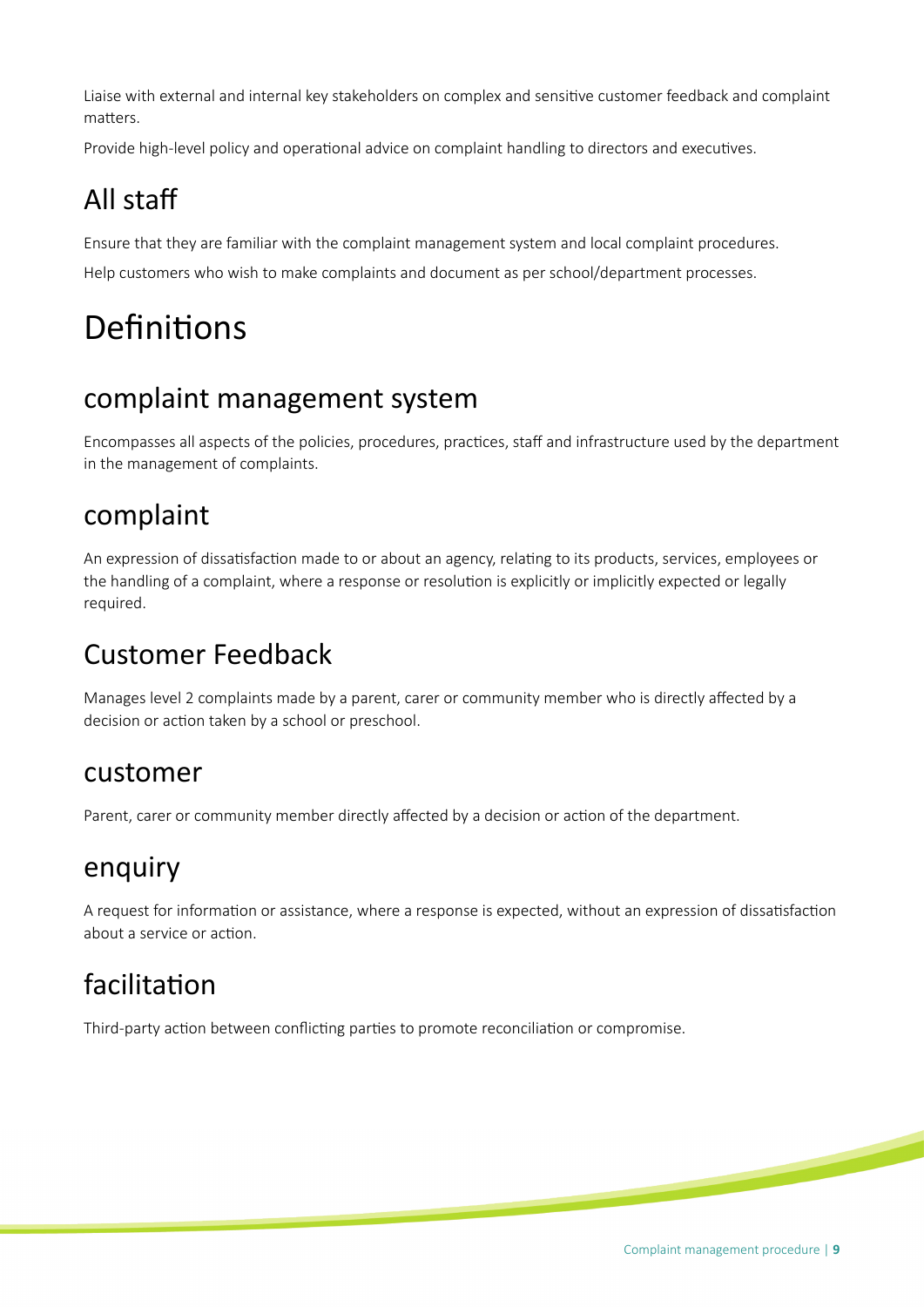Liaise with external and internal key stakeholders on complex and sensitive customer feedback and complaint matters.

Provide high-level policy and operational advice on complaint handling to directors and executives.

## All staff

Ensure that they are familiar with the complaint management system and local complaint procedures.

Help customers who wish to make complaints and document as per school/department processes.

# Definitions

## complaint management system

Encompasses all aspects of the policies, procedures, practices, staff and infrastructure used by the department in the management of complaints.

## complaint

An expression of dissatisfaction made to or about an agency, relating to its products, services, employees or the handling of a complaint, where a response or resolution is explicitly or implicitly expected or legally required.

## Customer Feedback

Manages level 2 complaints made by a parent, carer or community member who is directly affected by a decision or action taken by a school or preschool.

## customer

Parent, carer or community member directly affected by a decision or action of the department.

## enquiry

A request for information or assistance, where a response is expected, without an expression of dissatisfaction about a service or action.

## facilitation

Third-party action between conflicting parties to promote reconciliation or compromise.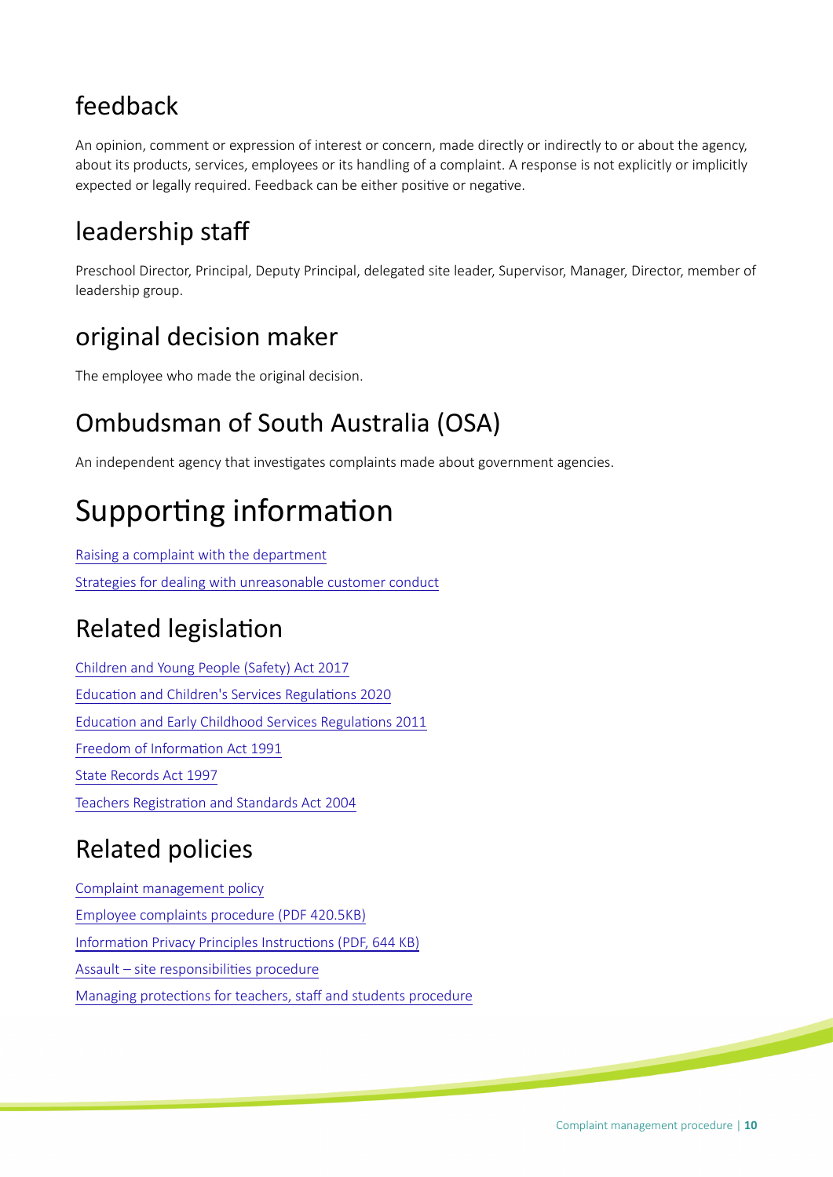## feedback

An opinion, comment or expression of interest or concern, made directly or indirectly to or about the agency, about its products, services, employees or its handling of a complaint. A response is not explicitly or implicitly expected or legally required. Feedback can be either positive or negative.

## leadership staff

Preschool Director, Principal, Deputy Principal, delegated site leader, Supervisor, Manager, Director, member of leadership group.

## original decision maker

The employee who made the original decision.

## Ombudsman of South Australia (OSA)

An independent agency that investigates complaints made about government agencies.

# Supporting information

Raising a complaint with the department

Strategies for dealing with unreasonable customer conduct

## Related legislation

Children and Young People (Safety) Act 2017

Education and Children's Services Regulations 2020

Education and Early Childhood Services Regulations 2011

Freedom of Information Act 1991

State Records Act 1997

Teachers Registration and Standards Act 2004

## Related policies

Complaint management policy

Employee complaints procedure (PDF 420.5KB)

Information Privacy Principles Instructions (PDF, 644 KB)

Assault – site responsibilities procedure

Managing protections for teachers, staff and students procedure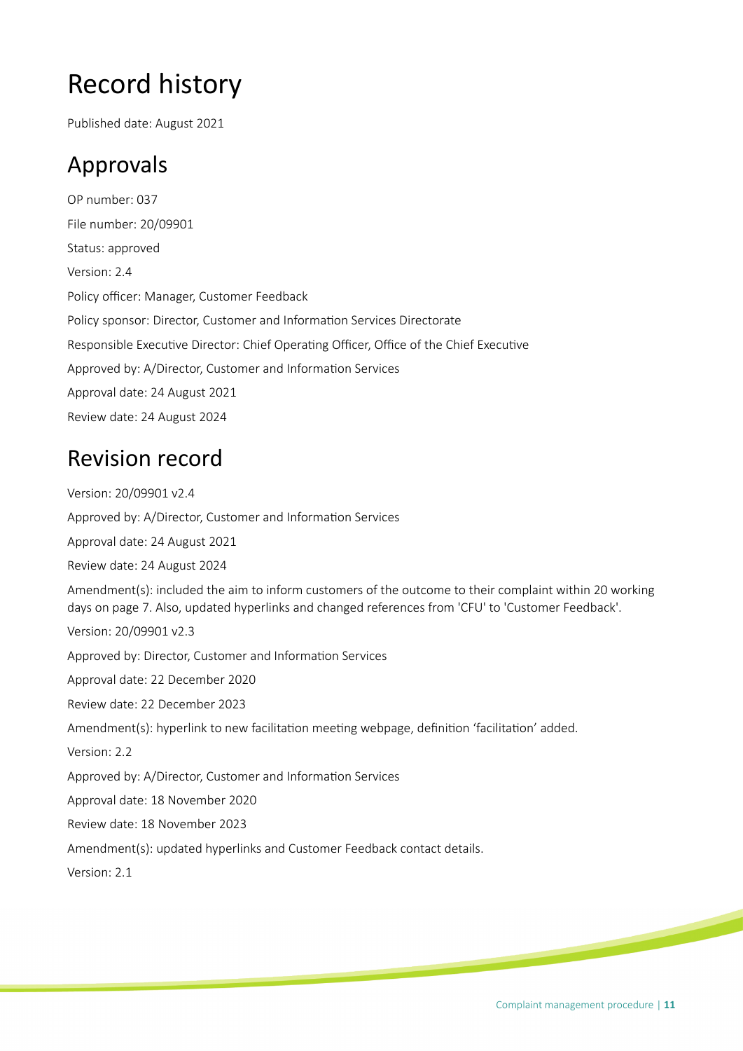# Record history

Published date: August 2021

## Approvals

OP number: 037

File number: 20/09901

Status: approved

Version: 2.4

Policy officer: Manager, Customer Feedback

Policy sponsor: Director, Customer and Information Services Directorate

Responsible Executive Director: Chief Operating Officer, Office of the Chief Executive

Approved by: A/Director, Customer and Information Services

Approval date: 24 August 2021

Review date: 24 August 2024

## Revision record

Version: 20/09901 v2.4

Approved by: A/Director, Customer and Information Services

Approval date: 24 August 2021

Review date: 24 August 2024

Amendment(s): included the aim to inform customers of the outcome to their complaint within 20 working days on page 7. Also, updated hyperlinks and changed references from 'CFU' to 'Customer Feedback'.

Version: 20/09901 v2.3

Approved by: Director, Customer and Information Services

Approval date: 22 December 2020

Review date: 22 December 2023

Amendment(s): hyperlink to new facilitation meeting webpage, definition 'facilitation' added.

Version: 2.2

Approved by: A/Director, Customer and Information Services

Approval date: 18 November 2020

Review date: 18 November 2023

Amendment(s): updated hyperlinks and Customer Feedback contact details.

Version: 2.1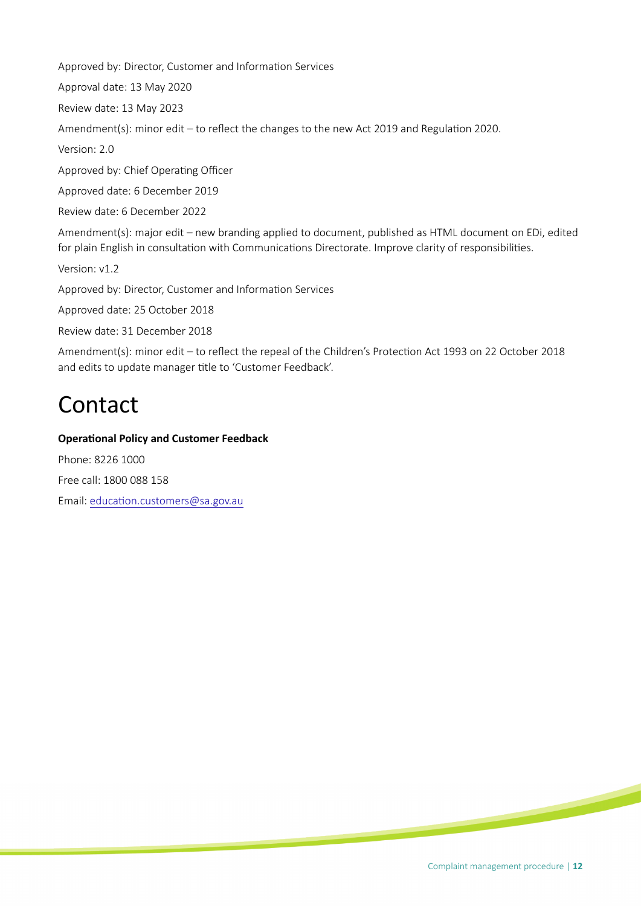Approved by: Director, Customer and Information Services

Approval date: 13 May 2020

Review date: 13 May 2023

Amendment(s): minor edit – to reflect the changes to the new Act 2019 and Regulation 2020.

Version: 2.0

Approved by: Chief Operating Officer

Approved date: 6 December 2019

Review date: 6 December 2022

Amendment(s): major edit – new branding applied to document, published as HTML document on EDi, edited for plain English in consultation with Communications Directorate. Improve clarity of responsibilities.

Version: v1.2

Approved by: Director, Customer and Information Services

Approved date: 25 October 2018

Review date: 31 December 2018

Amendment(s): minor edit – to reflect the repeal of the Children's Protection Act 1993 on 22 October 2018 and edits to update manager title to 'Customer Feedback'.

# Contact

**Operational Policy and Customer Feedback**

Phone: 8226 1000

Free call: 1800 088 158

Email: [education.customers@sa.gov.au](mailto:education.customers@sa.gov.au)